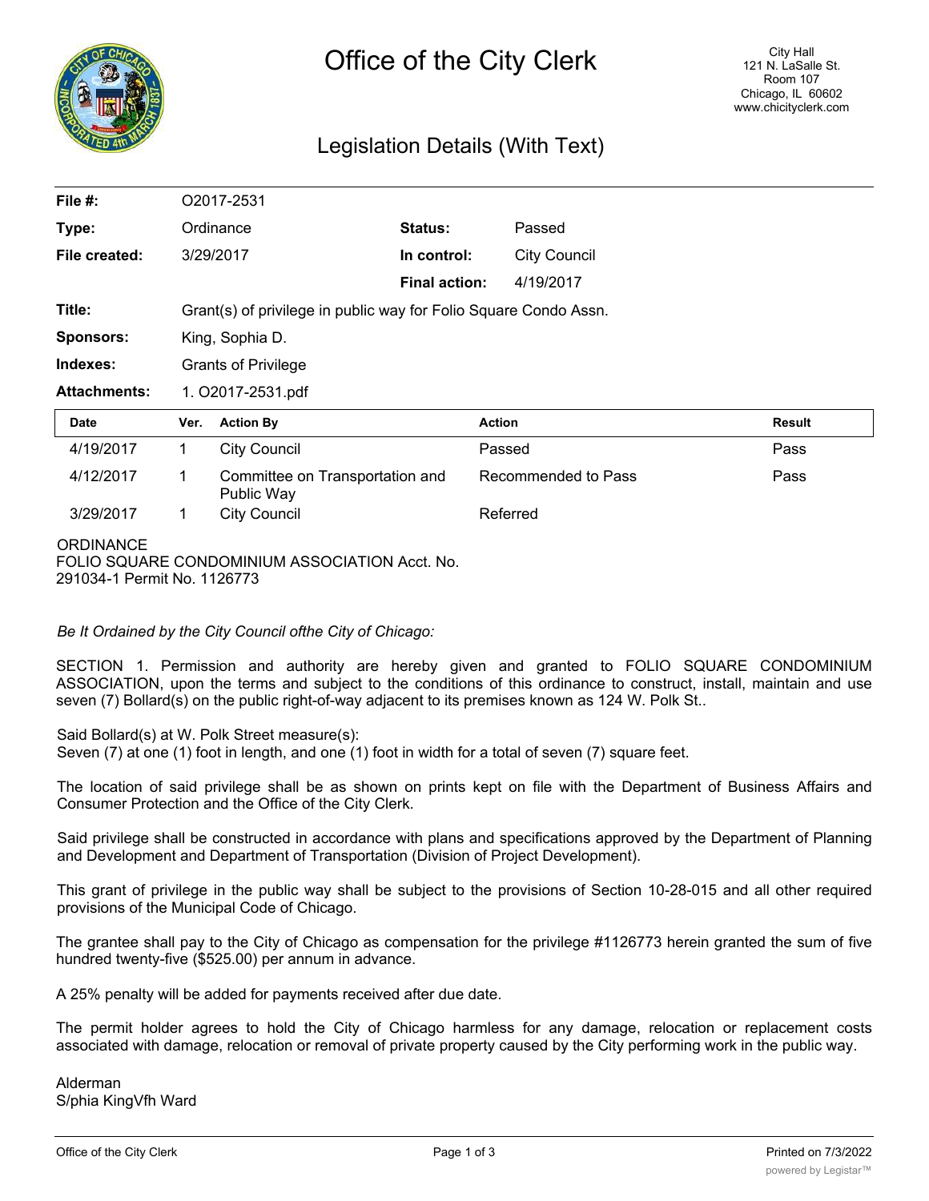# Office of the City Clerk

City Hall
121 N. LaSalle St.
Room 107
Chicago, IL 60602
www.chicityclerk.com

## Legislation Details (With Text)

| | | | |
|---|---|---|---|
| **File #:** | O2017-2531 | | |
| **Type:** | Ordinance | **Status:** | Passed |
| **File created:** | 3/29/2017 | **In control:** | City Council |
| | | **Final action:** | 4/19/2017 |
| **Title:** | Grant(s) of privilege in public way for Folio Square Condo Assn. | | |
| **Sponsors:** | King, Sophia D. | | |
| **Indexes:** | Grants of Privilege | | |
| **Attachments:** | 1. O2017-2531.pdf | | |

| Date | Ver. | Action By | Action | Result |
|---|---|---|---|---|
| 4/19/2017 | 1 | City Council | Passed | Pass |
| 4/12/2017 | 1 | Committee on Transportation and Public Way | Recommended to Pass | Pass |
| 3/29/2017 | 1 | City Council | Referred | |

ORDINANCE
FOLIO SQUARE CONDOMINIUM ASSOCIATION Acct. No. 291034-1 Permit No. 1126773

*Be It Ordained by the City Council ofthe City of Chicago:*

SECTION 1. Permission and authority are hereby given and granted to FOLIO SQUARE CONDOMINIUM ASSOCIATION, upon the terms and subject to the conditions of this ordinance to construct, install, maintain and use seven (7) Bollard(s) on the public right-of-way adjacent to its premises known as 124 W. Polk St..

Said Bollard(s) at W. Polk Street measure(s):
Seven (7) at one (1) foot in length, and one (1) foot in width for a total of seven (7) square feet.

The location of said privilege shall be as shown on prints kept on file with the Department of Business Affairs and Consumer Protection and the Office of the City Clerk.

Said privilege shall be constructed in accordance with plans and specifications approved by the Department of Planning and Development and Department of Transportation (Division of Project Development).

This grant of privilege in the public way shall be subject to the provisions of Section 10-28-015 and all other required provisions of the Municipal Code of Chicago.

The grantee shall pay to the City of Chicago as compensation for the privilege #1126773 herein granted the sum of five hundred twenty-five ($525.00) per annum in advance.

A 25% penalty will be added for payments received after due date.

The permit holder agrees to hold the City of Chicago harmless for any damage, relocation or replacement costs associated with damage, relocation or removal of private property caused by the City performing work in the public way.

Alderman
S/phia KingVfh Ward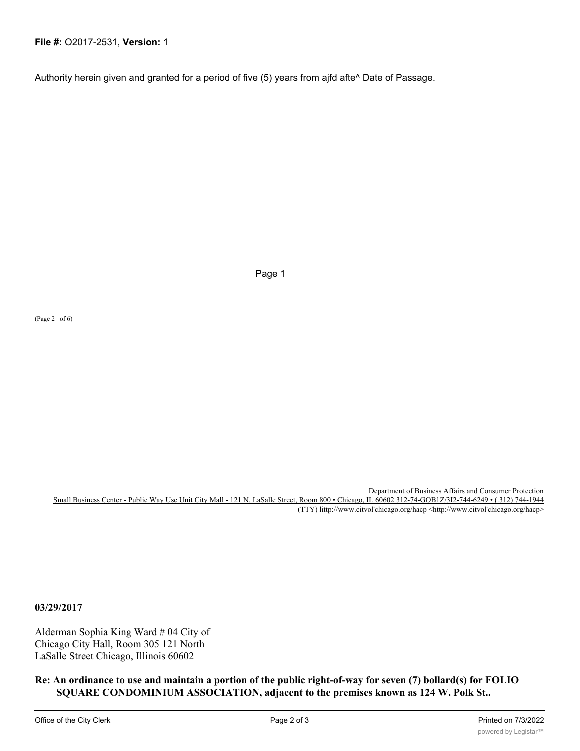Authority herein given and granted for a period of five (5) years from ajfd afte^ Date of Passage.

Page 1

(Page 2 of 6)

Department of Business Affairs and Consumer Protection
Small Business Center - Public Way Use Unit City Mall - 121 N. LaSalle Street, Room 800 • Chicago, IL 60602 312-74-GOB1Z/3I2-744-6249 • (.312) 744-1944 (TTY) littp://www.citvol'chicago.org/hacp <http://www.citvol'chicago.org/hacp>

**03/29/2017**

Alderman Sophia King Ward # 04 City of Chicago City Hall, Room 305 121 North LaSalle Street Chicago, Illinois 60602

**Re: An ordinance to use and maintain a portion of the public right-of-way for seven (7) bollard(s) for FOLIO SQUARE CONDOMINIUM ASSOCIATION, adjacent to the premises known as 124 W. Polk St..**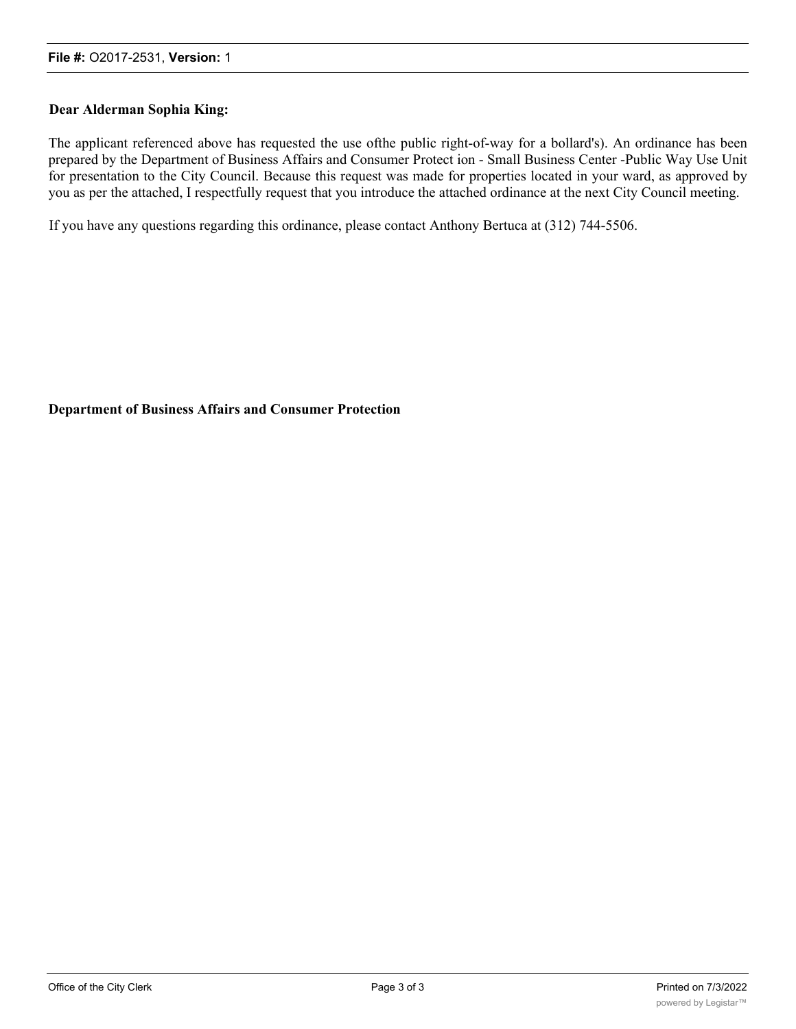**Dear Alderman Sophia King:**

The applicant referenced above has requested the use ofthe public right-of-way for a bollard's). An ordinance has been prepared by the Department of Business Affairs and Consumer Protect ion - Small Business Center -Public Way Use Unit for presentation to the City Council. Because this request was made for properties located in your ward, as approved by you as per the attached, I respectfully request that you introduce the attached ordinance at the next City Council meeting.

If you have any questions regarding this ordinance, please contact Anthony Bertuca at (312) 744-5506.

**Department of Business Affairs and Consumer Protection**